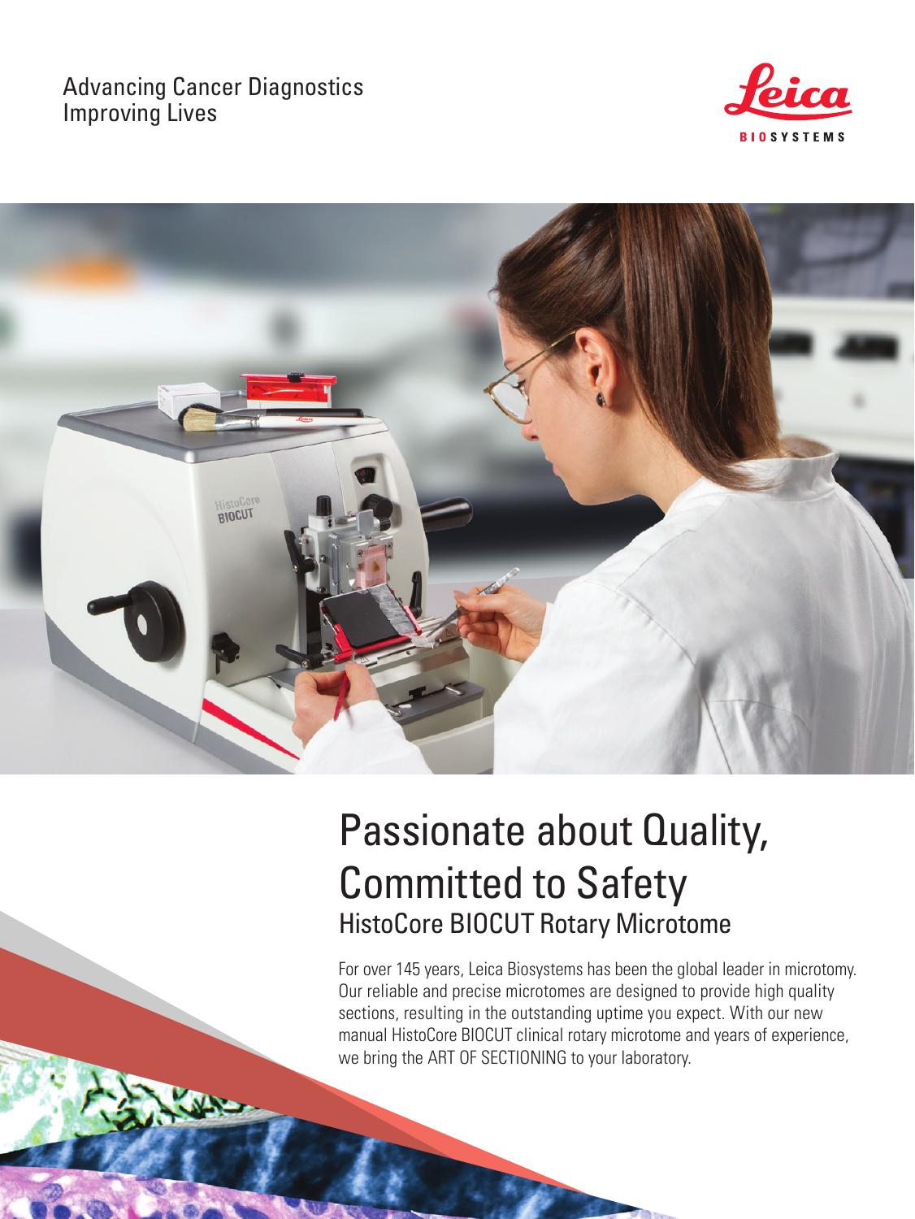Advancing Cancer Diagnostics
Improving Lives

# Passionate about Quality, Committed to Safety

## HistoCore BIOCUT Rotary Microtome

For over 145 years, Leica Biosystems has been the global leader in microtomy. Our reliable and precise microtomes are designed to provide high quality sections, resulting in the outstanding uptime you expect. With our new manual HistoCore BIOCUT clinical rotary microtome and years of experience, we bring the ART OF SECTIONING to your laboratory.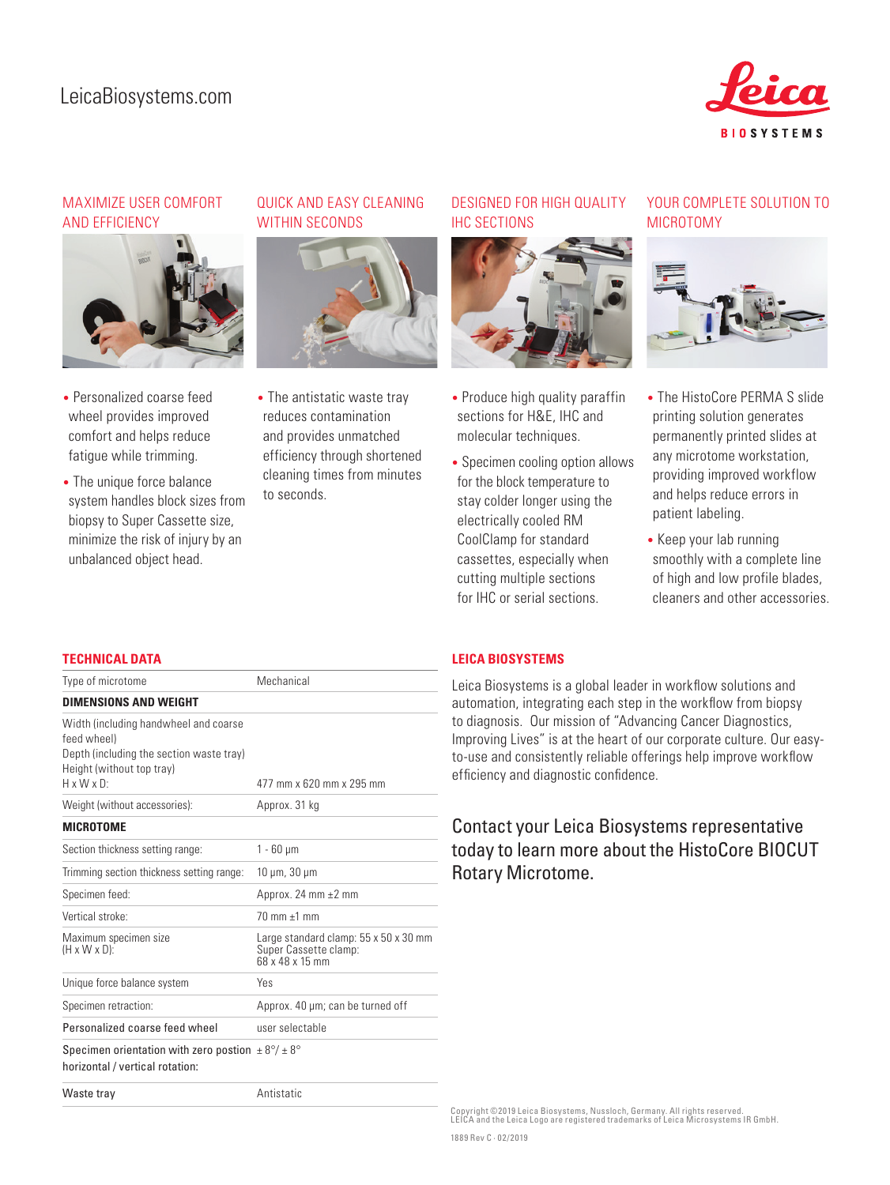LeicaBiosystems.com

## MAXIMIZE USER COMFORT AND EFFICIENCY

- Personalized coarse feed wheel provides improved comfort and helps reduce fatigue while trimming.
- The unique force balance system handles block sizes from biopsy to Super Cassette size, minimize the risk of injury by an unbalanced object head.

## QUICK AND EASY CLEANING WITHIN SECONDS

- The antistatic waste tray reduces contamination and provides unmatched efficiency through shortened cleaning times from minutes to seconds.

## DESIGNED FOR HIGH QUALITY IHC SECTIONS

- Produce high quality paraffin sections for H&E, IHC and molecular techniques.
- Specimen cooling option allows for the block temperature to stay colder longer using the electrically cooled RM CoolClamp for standard cassettes, especially when cutting multiple sections for IHC or serial sections.

## YOUR COMPLETE SOLUTION TO MICROTOMY

- The HistoCore PERMA S slide printing solution generates permanently printed slides at any microtome workstation, providing improved workflow and helps reduce errors in patient labeling.
- Keep your lab running smoothly with a complete line of high and low profile blades, cleaners and other accessories.

## TECHNICAL DATA

| | |
|---|---|
| Type of microtome | Mechanical |
| **DIMENSIONS AND WEIGHT** | |
| Width (including handwheel and coarse feed wheel)<br>Depth (including the section waste tray)<br>Height (without top tray)<br>H x W x D: | 477 mm x 620 mm x 295 mm |
| Weight (without accessories): | Approx. 31 kg |
| **MICROTOME** | |
| Section thickness setting range: | 1 - 60 µm |
| Trimming section thickness setting range: | 10 µm, 30 µm |
| Specimen feed: | Approx. 24 mm ±2 mm |
| Vertical stroke: | 70 mm ±1 mm |
| Maximum specimen size (H x W x D): | Large standard clamp: 55 x 50 x 30 mm<br>Super Cassette clamp: 68 x 48 x 15 mm |
| Unique force balance system | Yes |
| Specimen retraction: | Approx. 40 µm; can be turned off |
| Personalized coarse feed wheel | user selectable |
| Specimen orientation with zero postion horizontal / vertical rotation: | ± 8°/ ± 8° |
| Waste tray | Antistatic |

## LEICA BIOSYSTEMS

Leica Biosystems is a global leader in workflow solutions and automation, integrating each step in the workflow from biopsy to diagnosis. Our mission of "Advancing Cancer Diagnostics, Improving Lives" is at the heart of our corporate culture. Our easy-to-use and consistently reliable offerings help improve workflow efficiency and diagnostic confidence.

Contact your Leica Biosystems representative today to learn more about the HistoCore BIOCUT Rotary Microtome.

Copyright ©2019 Leica Biosystems, Nussloch, Germany. All rights reserved.
LEICA and the Leica Logo are registered trademarks of Leica Microsystems IR GmbH.

1889 Rev C · 02/2019